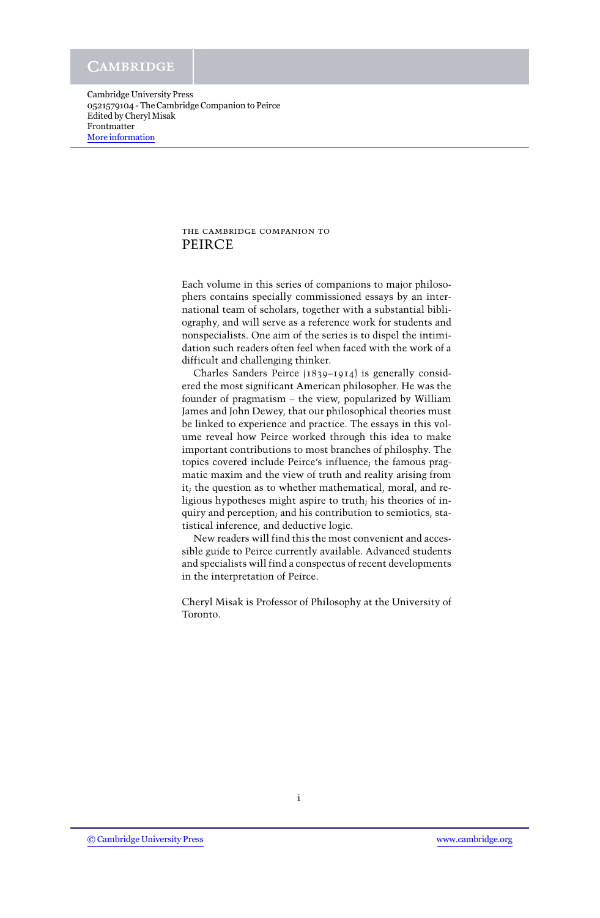Cambridge University Press
0521579104 - The Cambridge Companion to Peirce
Edited by Cheryl Misak
Frontmatter
More information

THE CAMBRIDGE COMPANION TO

# PEIRCE

Each volume in this series of companions to major philosophers contains specially commissioned essays by an international team of scholars, together with a substantial bibliography, and will serve as a reference work for students and nonspecialists. One aim of the series is to dispel the intimidation such readers often feel when faced with the work of a difficult and challenging thinker.

Charles Sanders Peirce (1839–1914) is generally considered the most significant American philosopher. He was the founder of pragmatism – the view, popularized by William James and John Dewey, that our philosophical theories must be linked to experience and practice. The essays in this volume reveal how Peirce worked through this idea to make important contributions to most branches of philosphy. The topics covered include Peirce's influence; the famous pragmatic maxim and the view of truth and reality arising from it; the question as to whether mathematical, moral, and religious hypotheses might aspire to truth; his theories of inquiry and perception; and his contribution to semiotics, statistical inference, and deductive logic.

New readers will find this the most convenient and accessible guide to Peirce currently available. Advanced students and specialists will find a conspectus of recent developments in the interpretation of Peirce.

Cheryl Misak is Professor of Philosophy at the University of Toronto.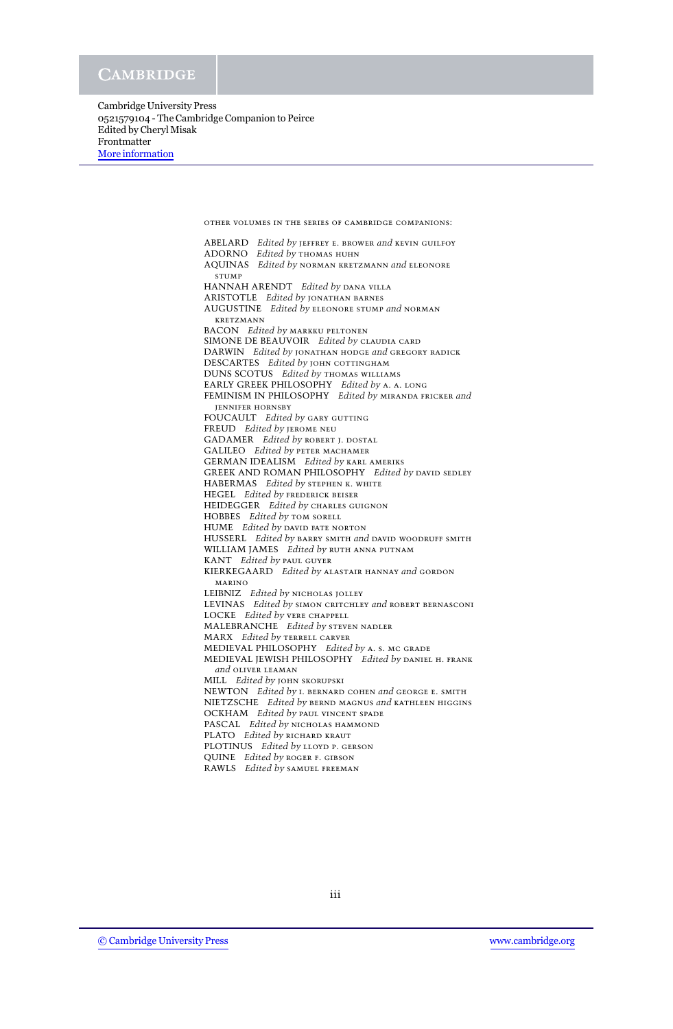OTHER VOLUMES IN THE SERIES OF CAMBRIDGE COMPANIONS:

ABELARD *Edited by* JEFFREY E. BROWER *and* KEVIN GUILFOY
ADORNO *Edited by* THOMAS HUHN
AQUINAS *Edited by* NORMAN KRETZMANN *and* ELEONORE STUMP
HANNAH ARENDT *Edited by* DANA VILLA
ARISTOTLE *Edited by* JONATHAN BARNES
AUGUSTINE *Edited by* ELEONORE STUMP *and* NORMAN KRETZMANN
BACON *Edited by* MARKKU PELTONEN
SIMONE DE BEAUVOIR *Edited by* CLAUDIA CARD
DARWIN *Edited by* JONATHAN HODGE *and* GREGORY RADICK
DESCARTES *Edited by* JOHN COTTINGHAM
DUNS SCOTUS *Edited by* THOMAS WILLIAMS
EARLY GREEK PHILOSOPHY *Edited by* A. A. LONG
FEMINISM IN PHILOSOPHY *Edited by* MIRANDA FRICKER *and* JENNIFER HORNSBY
FOUCAULT *Edited by* GARY GUTTING
FREUD *Edited by* JEROME NEU
GADAMER *Edited by* ROBERT J. DOSTAL
GALILEO *Edited by* PETER MACHAMER
GERMAN IDEALISM *Edited by* KARL AMERIKS
GREEK AND ROMAN PHILOSOPHY *Edited by* DAVID SEDLEY
HABERMAS *Edited by* STEPHEN K. WHITE
HEGEL *Edited by* FREDERICK BEISER
HEIDEGGER *Edited by* CHARLES GUIGNON
HOBBES *Edited by* TOM SORELL
HUME *Edited by* DAVID FATE NORTON
HUSSERL *Edited by* BARRY SMITH *and* DAVID WOODRUFF SMITH
WILLIAM JAMES *Edited by* RUTH ANNA PUTNAM
KANT *Edited by* PAUL GUYER
KIERKEGAARD *Edited by* ALASTAIR HANNAY *and* GORDON MARINO
LEIBNIZ *Edited by* NICHOLAS JOLLEY
LEVINAS *Edited by* SIMON CRITCHLEY *and* ROBERT BERNASCONI
LOCKE *Edited by* VERE CHAPPELL
MALEBRANCHE *Edited by* STEVEN NADLER
MARX *Edited by* TERRELL CARVER
MEDIEVAL PHILOSOPHY *Edited by* A. S. MC GRADE
MEDIEVAL JEWISH PHILOSOPHY *Edited by* DANIEL H. FRANK *and* OLIVER LEAMAN
MILL *Edited by* JOHN SKORUPSKI
NEWTON *Edited by* I. BERNARD COHEN *and* GEORGE E. SMITH
NIETZSCHE *Edited by* BERND MAGNUS *and* KATHLEEN HIGGINS
OCKHAM *Edited by* PAUL VINCENT SPADE
PASCAL *Edited by* NICHOLAS HAMMOND
PLATO *Edited by* RICHARD KRAUT
PLOTINUS *Edited by* LLOYD P. GERSON
QUINE *Edited by* ROGER F. GIBSON
RAWLS *Edited by* SAMUEL FREEMAN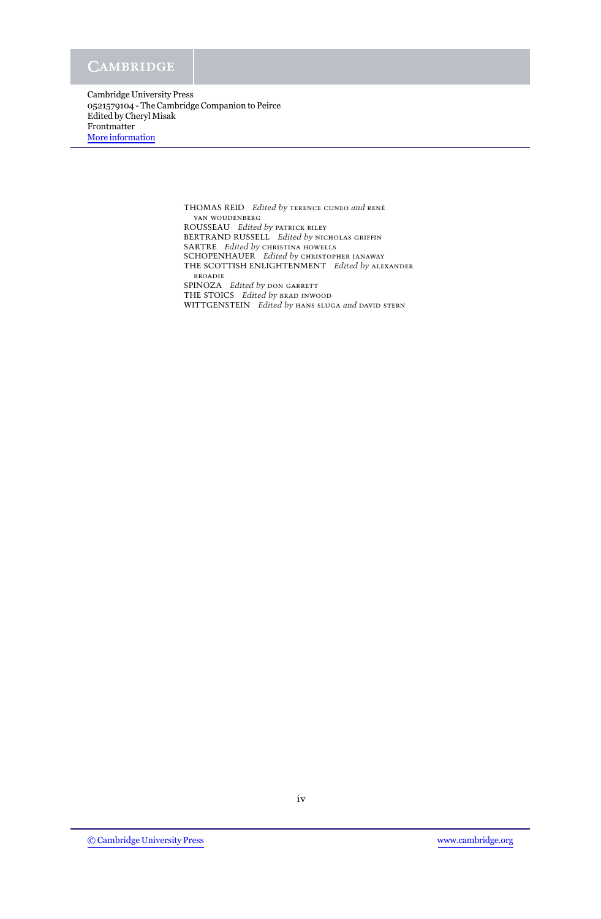THOMAS REID *Edited by* TERENCE CUNEO *and* RENÉ VAN WOUDENBERG
ROUSSEAU *Edited by* PATRICK RILEY
BERTRAND RUSSELL *Edited by* NICHOLAS GRIFFIN
SARTRE *Edited by* CHRISTINA HOWELLS
SCHOPENHAUER *Edited by* CHRISTOPHER JANAWAY
THE SCOTTISH ENLIGHTENMENT *Edited by* ALEXANDER BROADIE
SPINOZA *Edited by* DON GARRETT
THE STOICS *Edited by* BRAD INWOOD
WITTGENSTEIN *Edited by* HANS SLUGA *and* DAVID STERN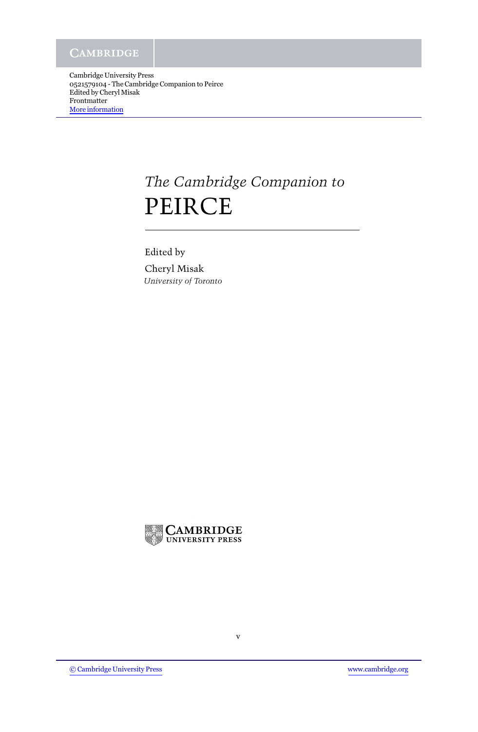*The Cambridge Companion to*

# PEIRCE

Edited by

Cheryl Misak

*University of Toronto*

CAMBRIDGE
UNIVERSITY PRESS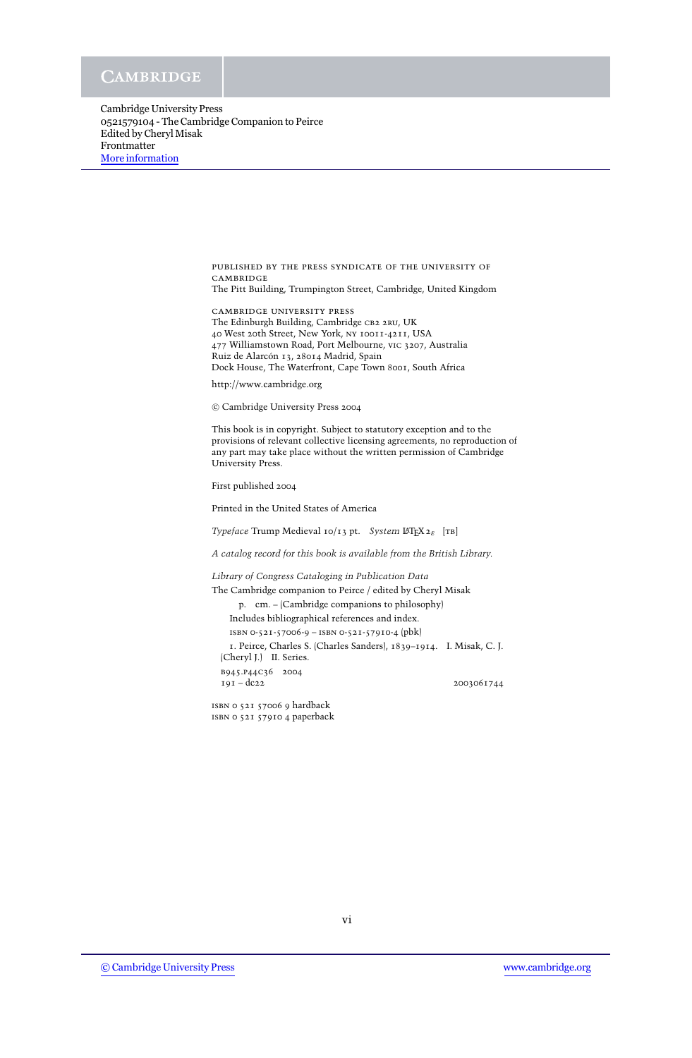Cambridge University Press
0521579104 - The Cambridge Companion to Peirce
Edited by Cheryl Misak
Frontmatter
More information

PUBLISHED BY THE PRESS SYNDICATE OF THE UNIVERSITY OF CAMBRIDGE
The Pitt Building, Trumpington Street, Cambridge, United Kingdom

CAMBRIDGE UNIVERSITY PRESS
The Edinburgh Building, Cambridge CB2 2RU, UK
40 West 20th Street, New York, NY 10011-4211, USA
477 Williamstown Road, Port Melbourne, VIC 3207, Australia
Ruiz de Alarcón 13, 28014 Madrid, Spain
Dock House, The Waterfront, Cape Town 8001, South Africa

http://www.cambridge.org

© Cambridge University Press 2004

This book is in copyright. Subject to statutory exception and to the provisions of relevant collective licensing agreements, no reproduction of any part may take place without the written permission of Cambridge University Press.

First published 2004

Printed in the United States of America

*Typeface* Trump Medieval 10/13 pt. *System* LaTeX 2ε [TB]

*A catalog record for this book is available from the British Library.*

*Library of Congress Cataloging in Publication Data*

The Cambridge companion to Peirce / edited by Cheryl Misak
p. cm. – (Cambridge companions to philosophy)
Includes bibliographical references and index.
ISBN 0-521-57006-9 – ISBN 0-521-57910-4 (pbk)
1. Peirce, Charles S. (Charles Sanders), 1839–1914. I. Misak, C. J. (Cheryl J.) II. Series.
B945.P44C36 2004
191 – dc22 2003061744

ISBN 0 521 57006 9 hardback
ISBN 0 521 57910 4 paperback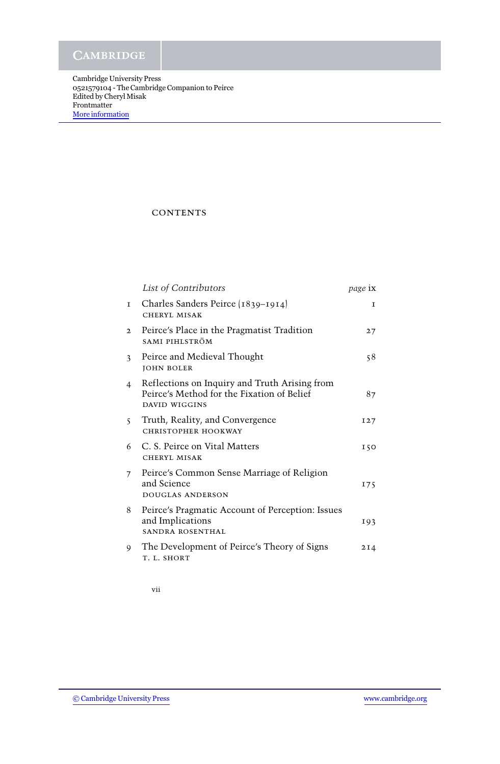# CONTENTS

| | | |
|---|---|---|
| | *List of Contributors* | *page* ix |
| 1 | Charles Sanders Peirce (1839–1914)<br>CHERYL MISAK | 1 |
| 2 | Peirce's Place in the Pragmatist Tradition<br>SAMI PIHLSTRÖM | 27 |
| 3 | Peirce and Medieval Thought<br>JOHN BOLER | 58 |
| 4 | Reflections on Inquiry and Truth Arising from Peirce's Method for the Fixation of Belief<br>DAVID WIGGINS | 87 |
| 5 | Truth, Reality, and Convergence<br>CHRISTOPHER HOOKWAY | 127 |
| 6 | C. S. Peirce on Vital Matters<br>CHERYL MISAK | 150 |
| 7 | Peirce's Common Sense Marriage of Religion and Science<br>DOUGLAS ANDERSON | 175 |
| 8 | Peirce's Pragmatic Account of Perception: Issues and Implications<br>SANDRA ROSENTHAL | 193 |
| 9 | The Development of Peirce's Theory of Signs<br>T. L. SHORT | 214 |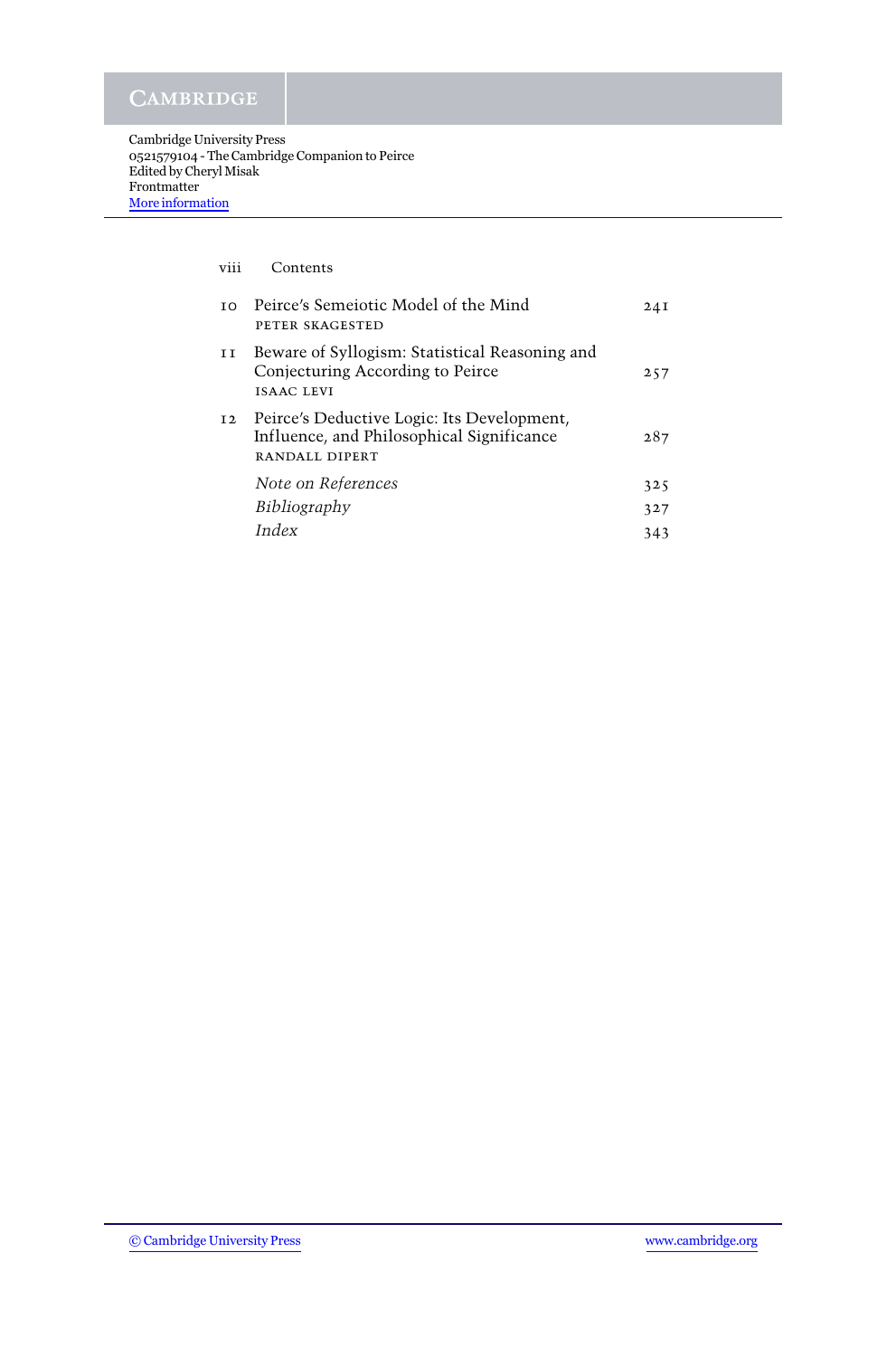| | | |
|---|---|---|
| 10 | Peirce's Semeiotic Model of the Mind<br>PETER SKAGESTED | 241 |
| 11 | Beware of Syllogism: Statistical Reasoning and Conjecturing According to Peirce<br>ISAAC LEVI | 257 |
| 12 | Peirce's Deductive Logic: Its Development, Influence, and Philosophical Significance<br>RANDALL DIPERT | 287 |
| | *Note on References* | 325 |
| | *Bibliography* | 327 |
| | *Index* | 343 |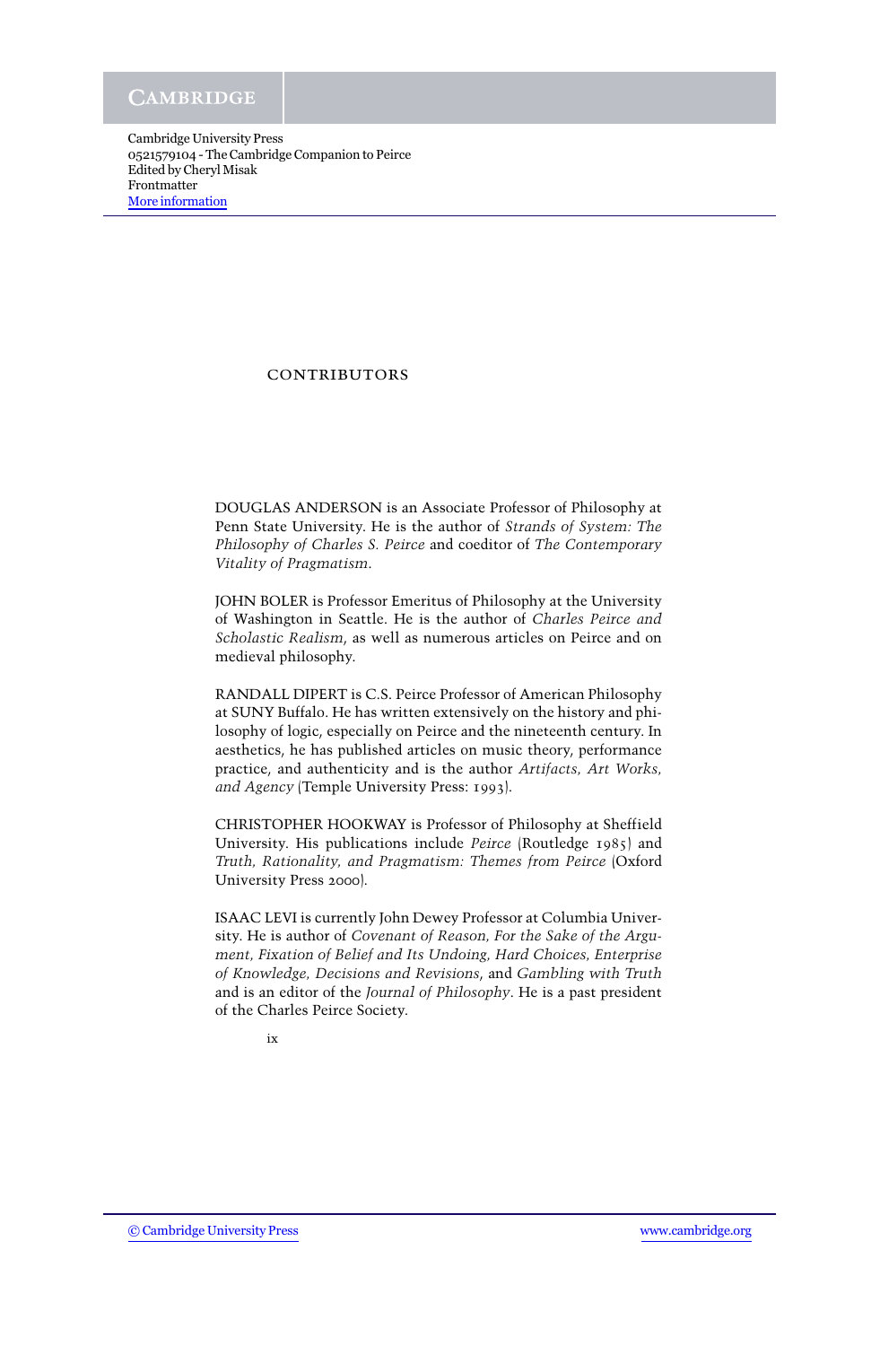# CONTRIBUTORS

DOUGLAS ANDERSON is an Associate Professor of Philosophy at Penn State University. He is the author of *Strands of System: The Philosophy of Charles S. Peirce* and coeditor of *The Contemporary Vitality of Pragmatism*.

JOHN BOLER is Professor Emeritus of Philosophy at the University of Washington in Seattle. He is the author of *Charles Peirce and Scholastic Realism*, as well as numerous articles on Peirce and on medieval philosophy.

RANDALL DIPERT is C.S. Peirce Professor of American Philosophy at SUNY Buffalo. He has written extensively on the history and philosophy of logic, especially on Peirce and the nineteenth century. In aesthetics, he has published articles on music theory, performance practice, and authenticity and is the author *Artifacts, Art Works, and Agency* (Temple University Press: 1993).

CHRISTOPHER HOOKWAY is Professor of Philosophy at Sheffield University. His publications include *Peirce* (Routledge 1985) and *Truth, Rationality, and Pragmatism: Themes from Peirce* (Oxford University Press 2000).

ISAAC LEVI is currently John Dewey Professor at Columbia University. He is author of *Covenant of Reason, For the Sake of the Argument, Fixation of Belief and Its Undoing, Hard Choices, Enterprise of Knowledge, Decisions and Revisions*, and *Gambling with Truth* and is an editor of the *Journal of Philosophy*. He is a past president of the Charles Peirce Society.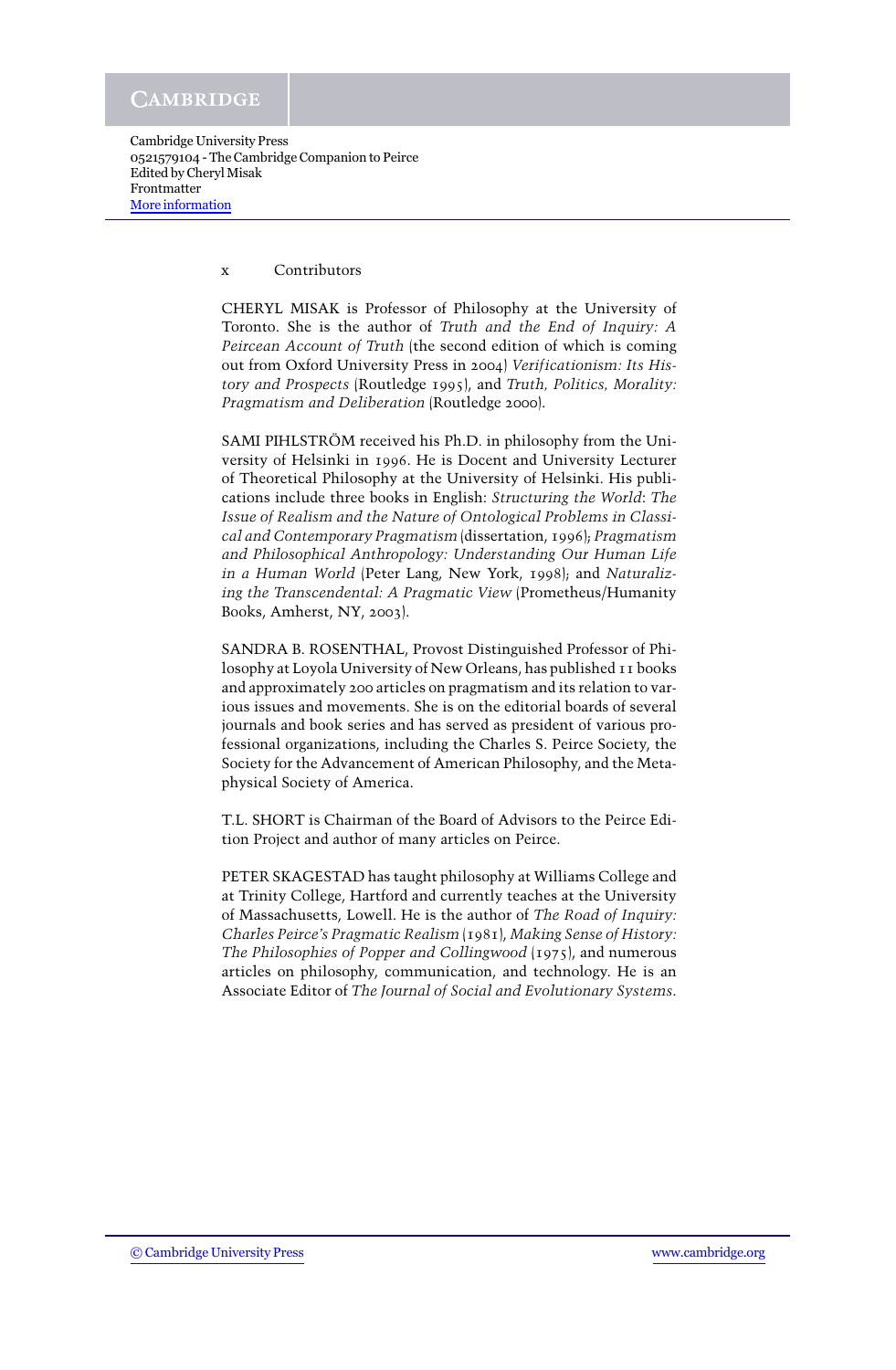CHERYL MISAK is Professor of Philosophy at the University of Toronto. She is the author of *Truth and the End of Inquiry: A Peircean Account of Truth* (the second edition of which is coming out from Oxford University Press in 2004) *Verificationism: Its History and Prospects* (Routledge 1995), and *Truth, Politics, Morality: Pragmatism and Deliberation* (Routledge 2000).

SAMI PIHLSTRÖM received his Ph.D. in philosophy from the University of Helsinki in 1996. He is Docent and University Lecturer of Theoretical Philosophy at the University of Helsinki. His publications include three books in English: *Structuring the World*: *The Issue of Realism and the Nature of Ontological Problems in Classical and Contemporary Pragmatism* (dissertation, 1996); *Pragmatism and Philosophical Anthropology: Understanding Our Human Life in a Human World* (Peter Lang, New York, 1998); and *Naturalizing the Transcendental: A Pragmatic View* (Prometheus/Humanity Books, Amherst, NY, 2003).

SANDRA B. ROSENTHAL, Provost Distinguished Professor of Philosophy at Loyola University of New Orleans, has published 11 books and approximately 200 articles on pragmatism and its relation to various issues and movements. She is on the editorial boards of several journals and book series and has served as president of various professional organizations, including the Charles S. Peirce Society, the Society for the Advancement of American Philosophy, and the Metaphysical Society of America.

T.L. SHORT is Chairman of the Board of Advisors to the Peirce Edition Project and author of many articles on Peirce.

PETER SKAGESTAD has taught philosophy at Williams College and at Trinity College, Hartford and currently teaches at the University of Massachusetts, Lowell. He is the author of *The Road of Inquiry: Charles Peirce's Pragmatic Realism* (1981), *Making Sense of History: The Philosophies of Popper and Collingwood* (1975), and numerous articles on philosophy, communication, and technology. He is an Associate Editor of *The Journal of Social and Evolutionary Systems*.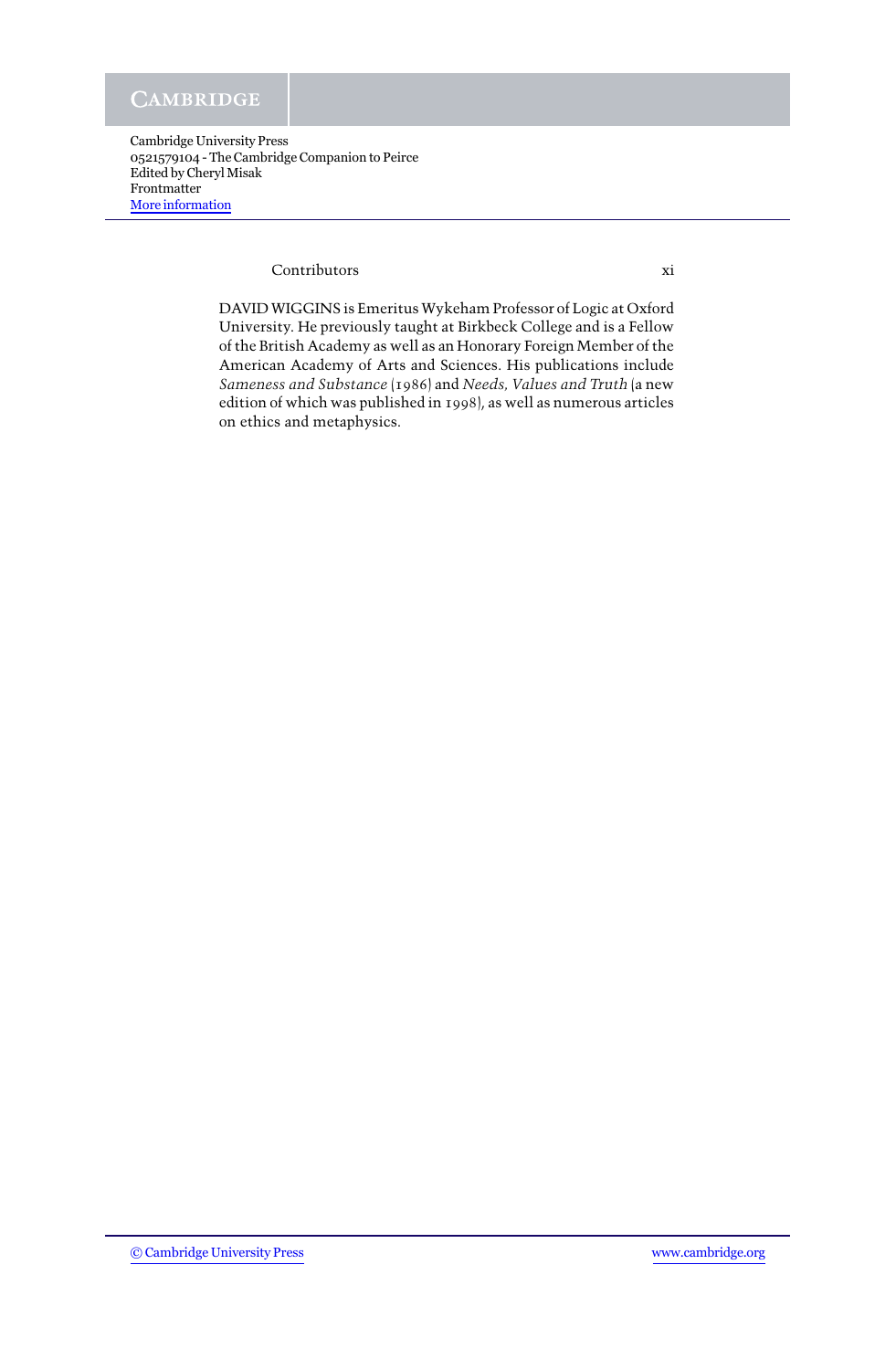DAVID WIGGINS is Emeritus Wykeham Professor of Logic at Oxford University. He previously taught at Birkbeck College and is a Fellow of the British Academy as well as an Honorary Foreign Member of the American Academy of Arts and Sciences. His publications include *Sameness and Substance* (1986) and *Needs, Values and Truth* (a new edition of which was published in 1998), as well as numerous articles on ethics and metaphysics.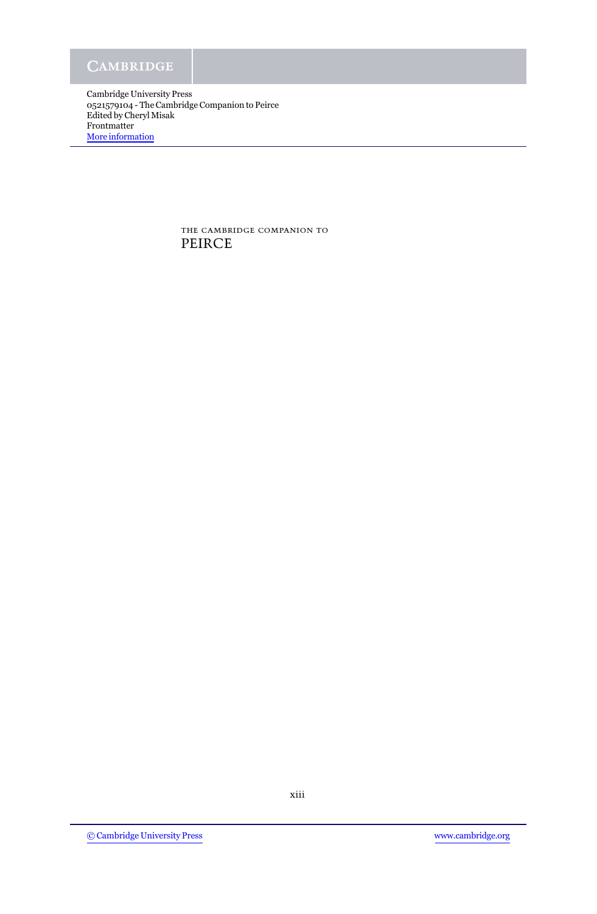Cambridge University Press
0521579104 - The Cambridge Companion to Peirce
Edited by Cheryl Misak
Frontmatter
More information

THE CAMBRIDGE COMPANION TO
PEIRCE